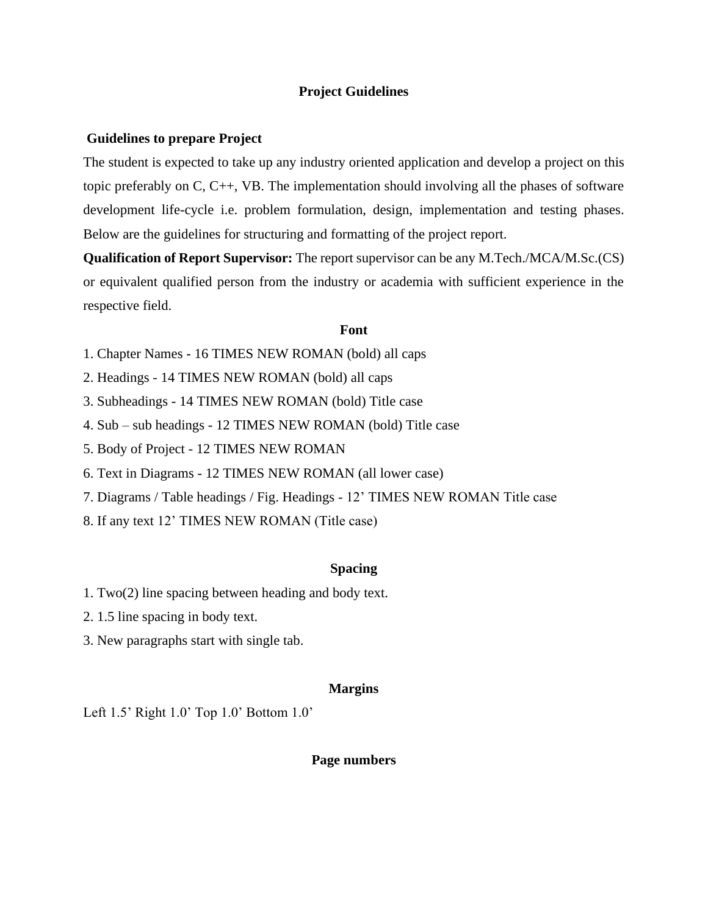# Project Guidelines

## Guidelines to prepare Project

The student is expected to take up any industry oriented application and develop a project on this topic preferably on C, C++, VB. The implementation should involving all the phases of software development life-cycle i.e. problem formulation, design, implementation and testing phases. Below are the guidelines for structuring and formatting of the project report.

**Qualification of Report Supervisor:** The report supervisor can be any M.Tech./MCA/M.Sc.(CS) or equivalent qualified person from the industry or academia with sufficient experience in the respective field.

### Font

1. Chapter Names - 16 TIMES NEW ROMAN (bold) all caps
2. Headings - 14 TIMES NEW ROMAN (bold) all caps
3. Subheadings - 14 TIMES NEW ROMAN (bold) Title case
4. Sub – sub headings - 12 TIMES NEW ROMAN (bold) Title case
5. Body of Project - 12 TIMES NEW ROMAN
6. Text in Diagrams - 12 TIMES NEW ROMAN (all lower case)
7. Diagrams / Table headings / Fig. Headings - 12’ TIMES NEW ROMAN Title case
8. If any text 12’ TIMES NEW ROMAN (Title case)

### Spacing

1. Two(2) line spacing between heading and body text.
2. 1.5 line spacing in body text.
3. New paragraphs start with single tab.

### Margins

Left 1.5’ Right 1.0’ Top 1.0’ Bottom 1.0’

### Page numbers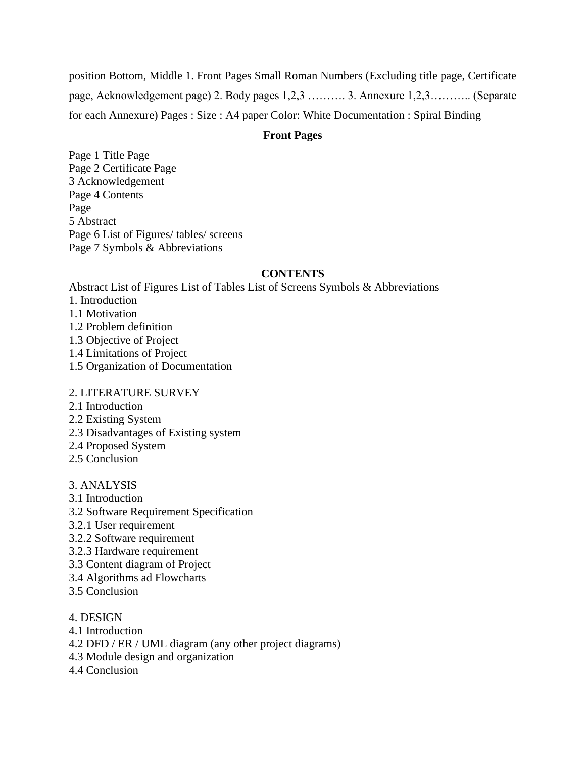position Bottom, Middle 1. Front Pages Small Roman Numbers (Excluding title page, Certificate page, Acknowledgement page) 2. Body pages 1,2,3 ………. 3. Annexure 1,2,3……….. (Separate for each Annexure) Pages : Size : A4 paper Color: White Documentation : Spiral Binding

**Front Pages**

Page 1 Title Page
Page 2 Certificate Page
3 Acknowledgement
Page 4 Contents
Page
5 Abstract
Page 6 List of Figures/ tables/ screens
Page 7 Symbols & Abbreviations

**CONTENTS**

Abstract List of Figures List of Tables List of Screens Symbols & Abbreviations
1. Introduction
1.1 Motivation
1.2 Problem definition
1.3 Objective of Project
1.4 Limitations of Project
1.5 Organization of Documentation

2. LITERATURE SURVEY
2.1 Introduction
2.2 Existing System
2.3 Disadvantages of Existing system
2.4 Proposed System
2.5 Conclusion

3. ANALYSIS
3.1 Introduction
3.2 Software Requirement Specification
3.2.1 User requirement
3.2.2 Software requirement
3.2.3 Hardware requirement
3.3 Content diagram of Project
3.4 Algorithms ad Flowcharts
3.5 Conclusion

4. DESIGN
4.1 Introduction
4.2 DFD / ER / UML diagram (any other project diagrams)
4.3 Module design and organization
4.4 Conclusion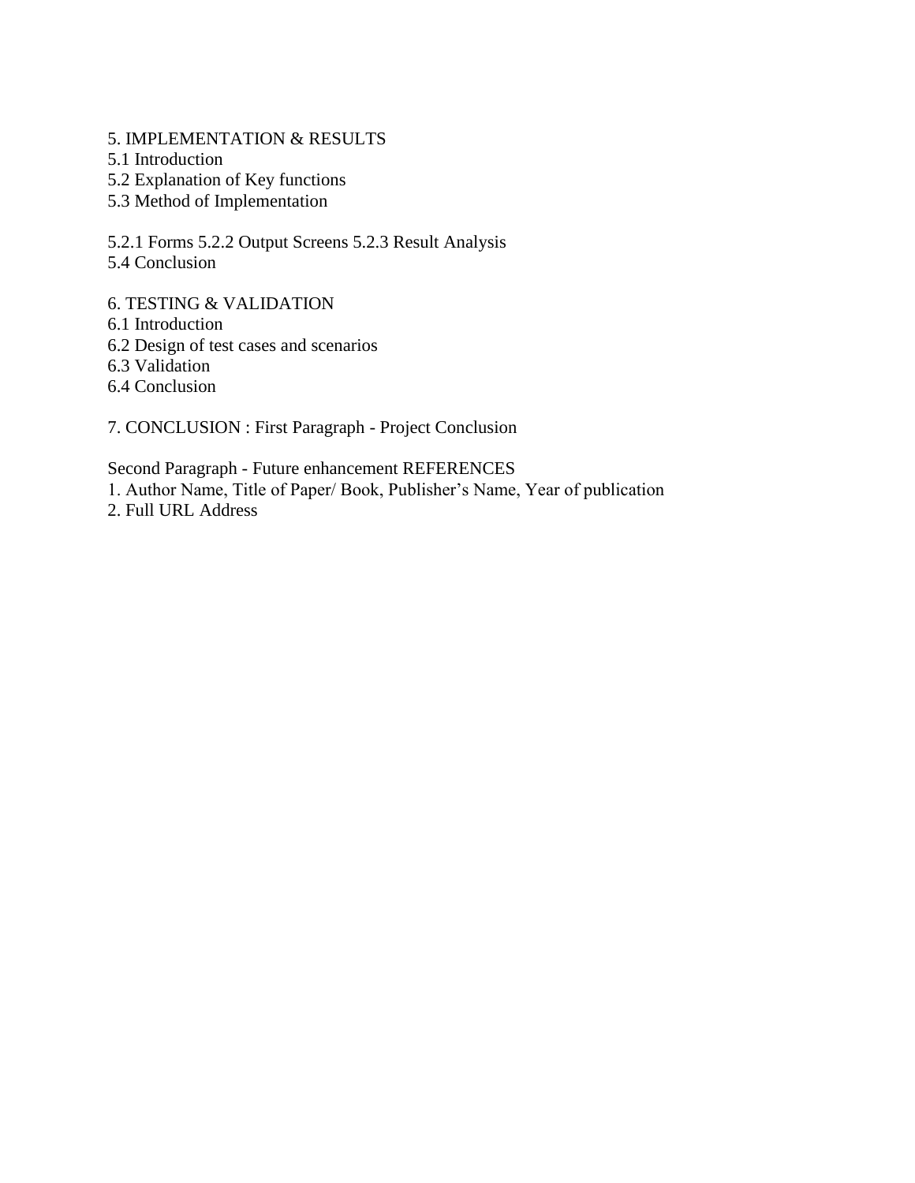5. IMPLEMENTATION & RESULTS
5.1 Introduction
5.2 Explanation of Key functions
5.3 Method of Implementation

5.2.1 Forms 5.2.2 Output Screens 5.2.3 Result Analysis
5.4 Conclusion

6. TESTING & VALIDATION
6.1 Introduction
6.2 Design of test cases and scenarios
6.3 Validation
6.4 Conclusion

7. CONCLUSION : First Paragraph - Project Conclusion

Second Paragraph - Future enhancement REFERENCES
1. Author Name, Title of Paper/ Book, Publisher's Name, Year of publication
2. Full URL Address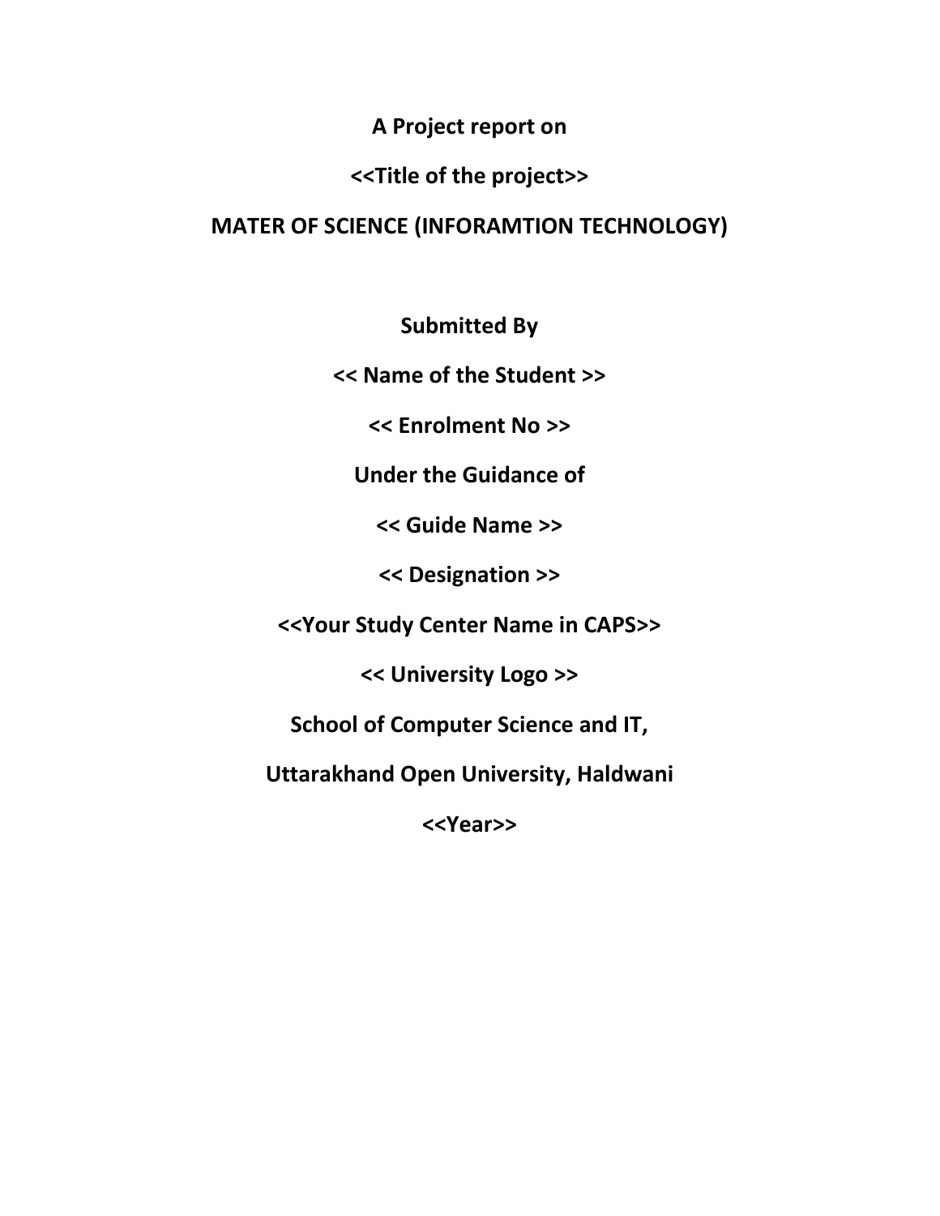**A Project report on**

**<<Title of the project>>**

**MATER OF SCIENCE (INFORAMTION TECHNOLOGY)**

**Submitted By**

**<< Name of the Student >>**

**<< Enrolment No >>**

**Under the Guidance of**

**<< Guide Name >>**

**<< Designation >>**

**<<Your Study Center Name in CAPS>>**

**<< University Logo >>**

**School of Computer Science and IT,**

**Uttarakhand Open University, Haldwani**

**<<Year>>**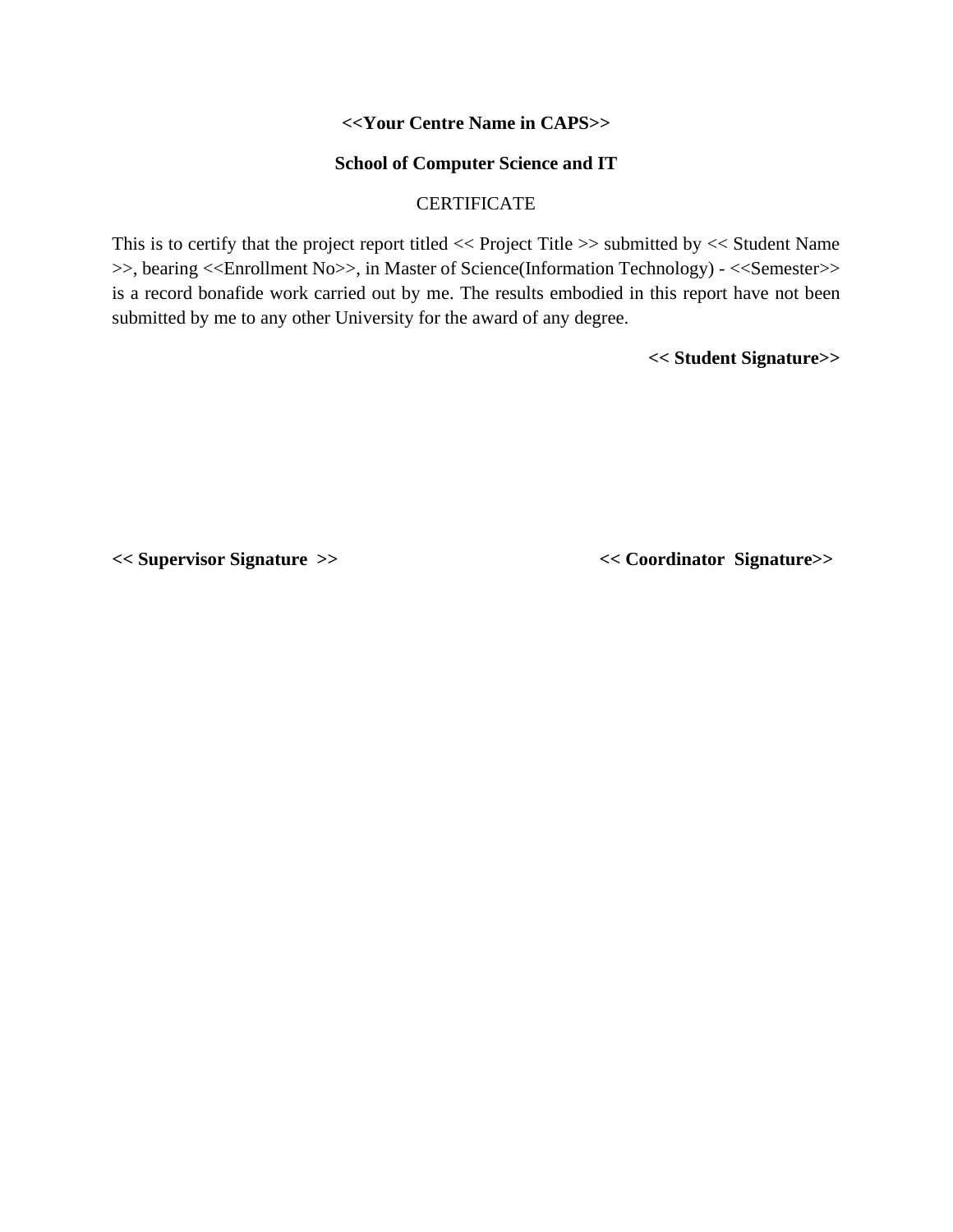**<<Your Centre Name in CAPS>>**

**School of Computer Science and IT**

CERTIFICATE

This is to certify that the project report titled << Project Title >> submitted by << Student Name >>, bearing <<Enrollment No>>, in Master of Science(Information Technology) - <<Semester>> is a record bonafide work carried out by me. The results embodied in this report have not been submitted by me to any other University for the award of any degree.

**<< Student Signature>>**

**<< Supervisor Signature >>** **<< Coordinator Signature>>**